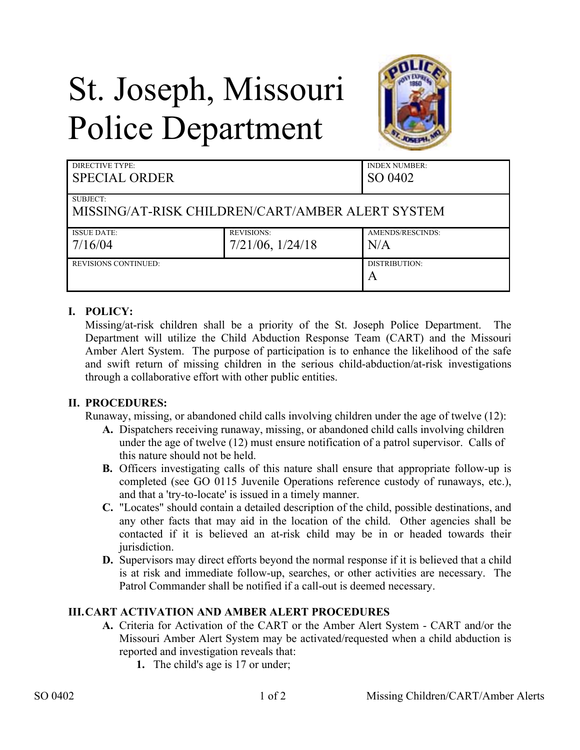# St. Joseph, Missouri Police Department

| DIRECTIVE TYPE: SPECIAL ORDER | | INDEX NUMBER: SO 0402 |
|---|---|---|
| SUBJECT: MISSING/AT-RISK CHILDREN/CART/AMBER ALERT SYSTEM | | |
| ISSUE DATE: 7/16/04 | REVISIONS: 7/21/06, 1/24/18 | AMENDS/RESCINDS: N/A |
| REVISIONS CONTINUED: | | DISTRIBUTION: A |

## I. POLICY:

Missing/at-risk children shall be a priority of the St. Joseph Police Department. The Department will utilize the Child Abduction Response Team (CART) and the Missouri Amber Alert System. The purpose of participation is to enhance the likelihood of the safe and swift return of missing children in the serious child-abduction/at-risk investigations through a collaborative effort with other public entities.

## II. PROCEDURES:

Runaway, missing, or abandoned child calls involving children under the age of twelve (12):

- **A.** Dispatchers receiving runaway, missing, or abandoned child calls involving children under the age of twelve (12) must ensure notification of a patrol supervisor. Calls of this nature should not be held.
- **B.** Officers investigating calls of this nature shall ensure that appropriate follow-up is completed (see GO 0115 Juvenile Operations reference custody of runaways, etc.), and that a 'try-to-locate' is issued in a timely manner.
- **C.** "Locates" should contain a detailed description of the child, possible destinations, and any other facts that may aid in the location of the child. Other agencies shall be contacted if it is believed an at-risk child may be in or headed towards their jurisdiction.
- **D.** Supervisors may direct efforts beyond the normal response if it is believed that a child is at risk and immediate follow-up, searches, or other activities are necessary. The Patrol Commander shall be notified if a call-out is deemed necessary.

## III. CART ACTIVATION AND AMBER ALERT PROCEDURES

- **A.** Criteria for Activation of the CART or the Amber Alert System - CART and/or the Missouri Amber Alert System may be activated/requested when a child abduction is reported and investigation reveals that:
  1. The child's age is 17 or under;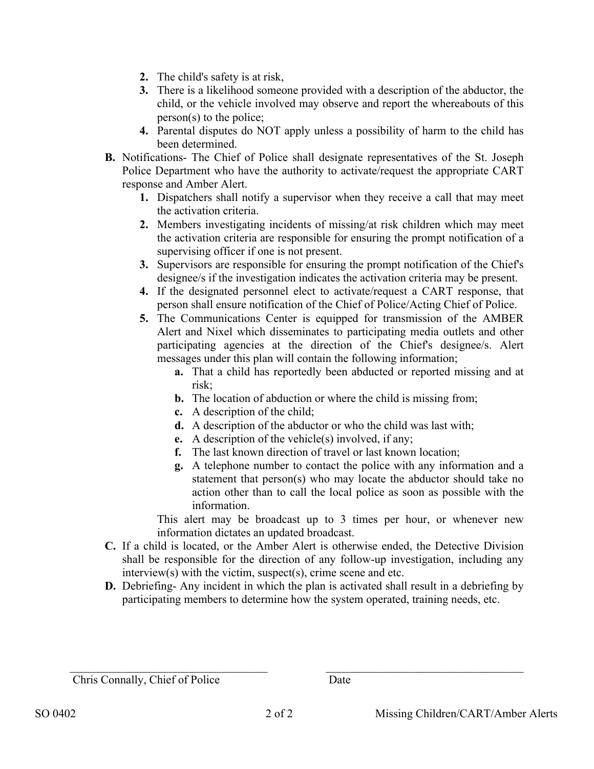2. **2.** The child's safety is at risk,
3. **3.** There is a likelihood someone provided with a description of the abductor, the child, or the vehicle involved may observe and report the whereabouts of this person(s) to the police;
4. **4.** Parental disputes do NOT apply unless a possibility of harm to the child has been determined.

**B.** Notifications- The Chief of Police shall designate representatives of the St. Joseph Police Department who have the authority to activate/request the appropriate CART response and Amber Alert.

1. **1.** Dispatchers shall notify a supervisor when they receive a call that may meet the activation criteria.
2. **2.** Members investigating incidents of missing/at risk children which may meet the activation criteria are responsible for ensuring the prompt notification of a supervising officer if one is not present.
3. **3.** Supervisors are responsible for ensuring the prompt notification of the Chief's designee/s if the investigation indicates the activation criteria may be present.
4. **4.** If the designated personnel elect to activate/request a CART response, that person shall ensure notification of the Chief of Police/Acting Chief of Police.
5. **5.** The Communications Center is equipped for transmission of the AMBER Alert and Nixel which disseminates to participating media outlets and other participating agencies at the direction of the Chief's designee/s. Alert messages under this plan will contain the following information;
   - **a.** That a child has reportedly been abducted or reported missing and at risk;
   - **b.** The location of abduction or where the child is missing from;
   - **c.** A description of the child;
   - **d.** A description of the abductor or who the child was last with;
   - **e.** A description of the vehicle(s) involved, if any;
   - **f.** The last known direction of travel or last known location;
   - **g.** A telephone number to contact the police with any information and a statement that person(s) who may locate the abductor should take no action other than to call the local police as soon as possible with the information.

   This alert may be broadcast up to 3 times per hour, or whenever new information dictates an updated broadcast.

**C.** If a child is located, or the Amber Alert is otherwise ended, the Detective Division shall be responsible for the direction of any follow-up investigation, including any interview(s) with the victim, suspect(s), crime scene and etc.

**D.** Debriefing- Any incident in which the plan is activated shall result in a debriefing by participating members to determine how the system operated, training needs, etc.

\_\_\_\_\_\_\_\_\_\_\_\_\_\_\_\_\_\_\_\_\_\_\_\_\_\_\_\_\_\_\_\_\_\_\_\_ \_\_\_\_\_\_\_\_\_\_\_\_\_\_\_\_\_\_\_\_\_\_\_\_\_\_\_\_\_\_\_\_\_\_\_\_

Chris Connally, Chief of Police Date

SO 0402 Missing Children/CART/Amber Alerts